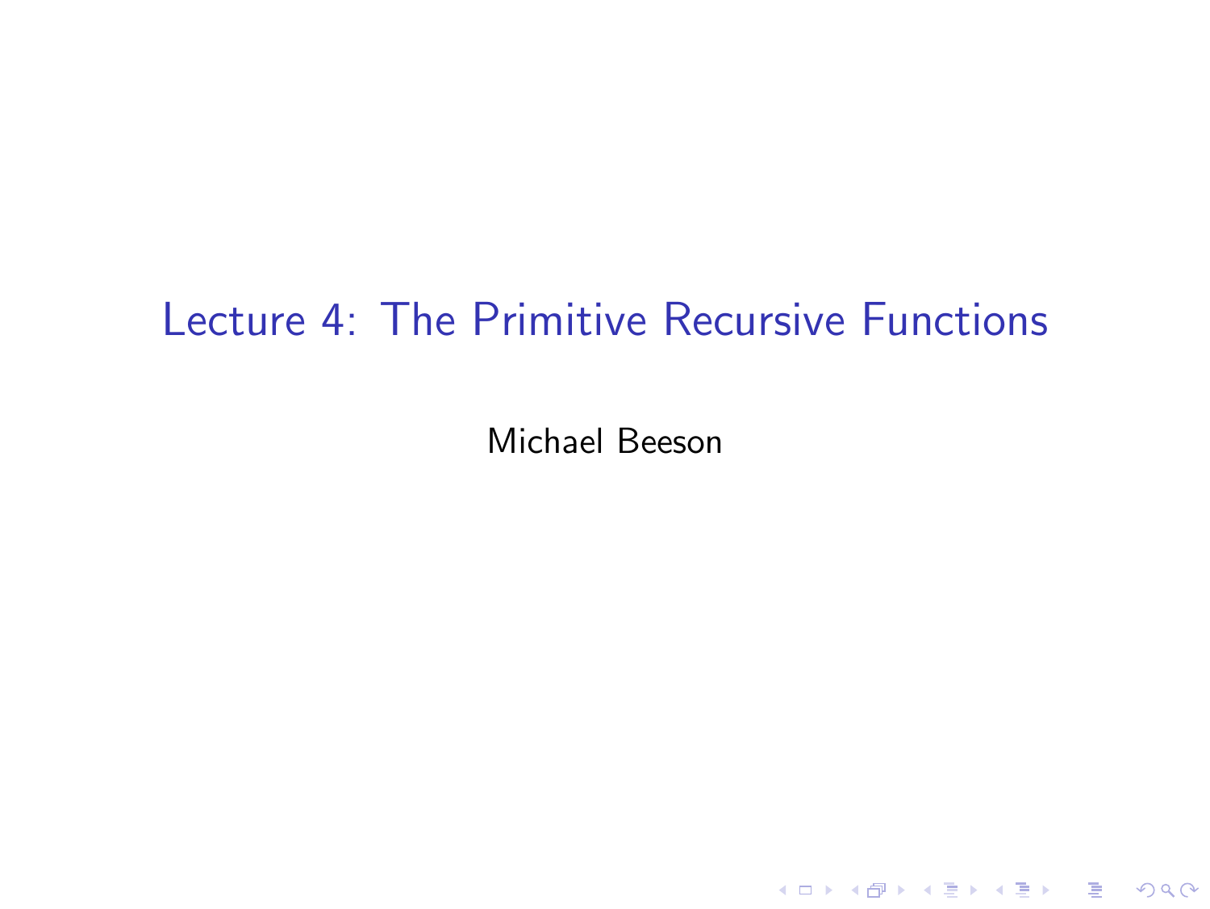# Lecture 4: The Primitive Recursive Functions

Michael Beeson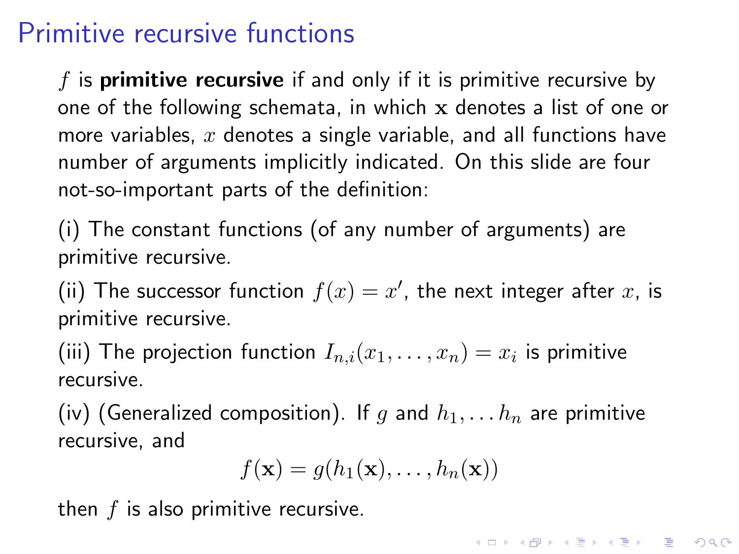# Primitive recursive functions

$f$ is **primitive recursive** if and only if it is primitive recursive by one of the following schemata, in which $\mathbf{x}$ denotes a list of one or more variables, $x$ denotes a single variable, and all functions have number of arguments implicitly indicated. On this slide are four not-so-important parts of the definition:

(i) The constant functions (of any number of arguments) are primitive recursive.

(ii) The successor function $f(x) = x'$, the next integer after $x$, is primitive recursive.

(iii) The projection function $I_{n,i}(x_1, \ldots, x_n) = x_i$ is primitive recursive.

(iv) (Generalized composition). If $g$ and $h_1, \ldots h_n$ are primitive recursive, and

$$f(\mathbf{x}) = g(h_1(\mathbf{x}), \ldots, h_n(\mathbf{x}))$$

then $f$ is also primitive recursive.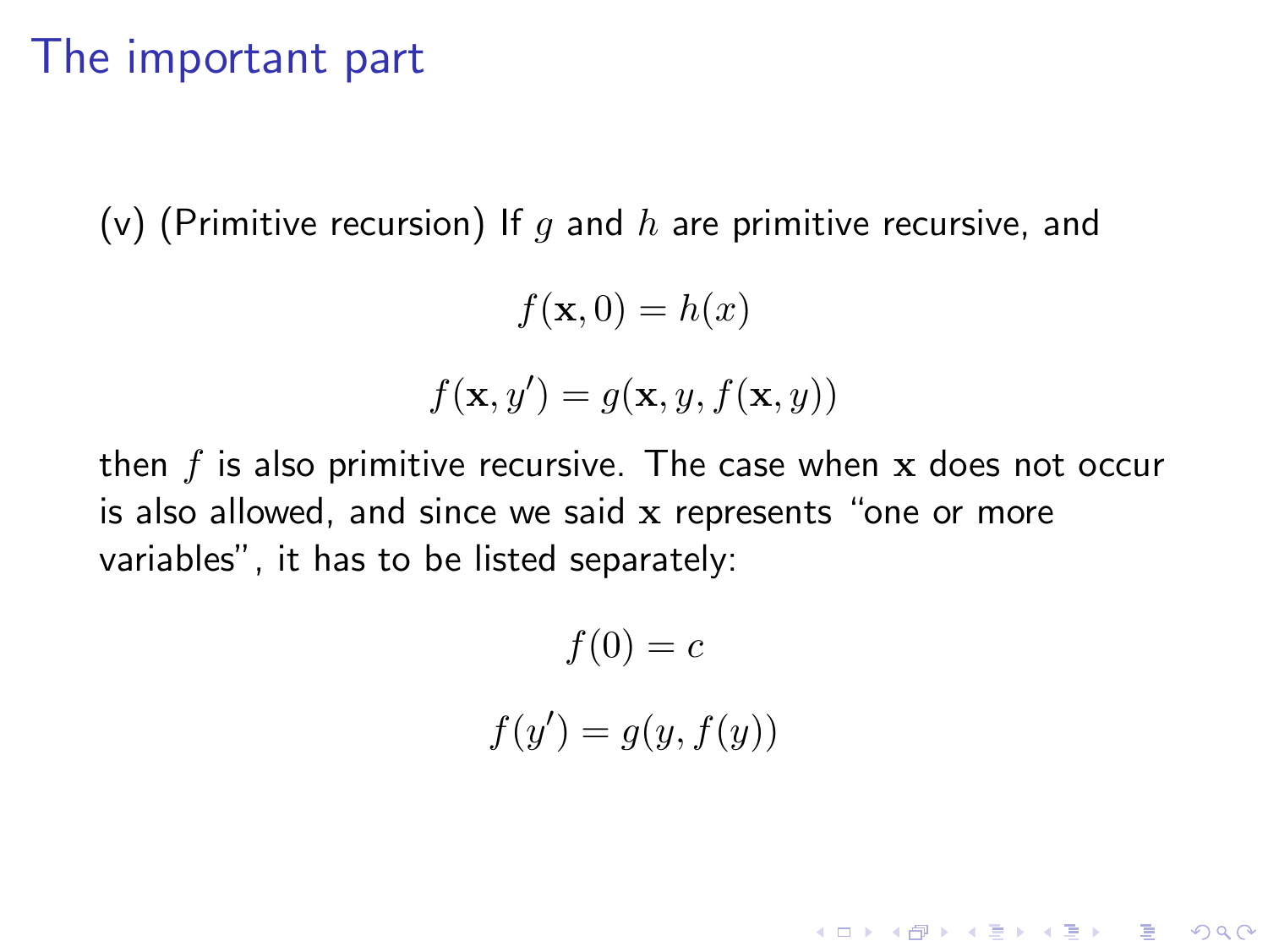# The important part

(v) (Primitive recursion) If $g$ and $h$ are primitive recursive, and

$$f(\mathbf{x}, 0) = h(x)$$

$$f(\mathbf{x}, y') = g(\mathbf{x}, y, f(\mathbf{x}, y))$$

then $f$ is also primitive recursive. The case when $\mathbf{x}$ does not occur is also allowed, and since we said $\mathbf{x}$ represents "one or more variables", it has to be listed separately:

$$f(0) = c$$

$$f(y') = g(y, f(y))$$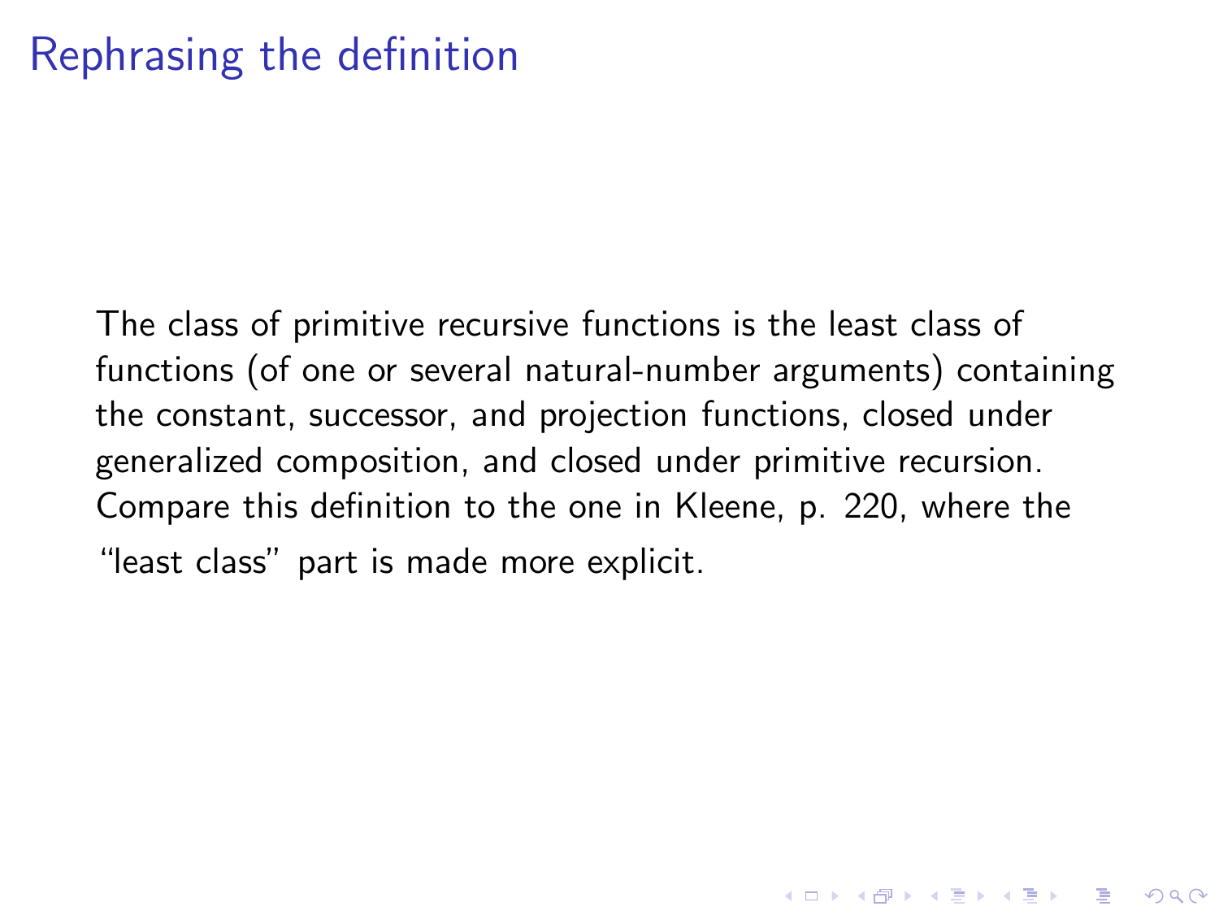# Rephrasing the definition

The class of primitive recursive functions is the least class of functions (of one or several natural-number arguments) containing the constant, successor, and projection functions, closed under generalized composition, and closed under primitive recursion. Compare this definition to the one in Kleene, p. 220, where the "least class" part is made more explicit.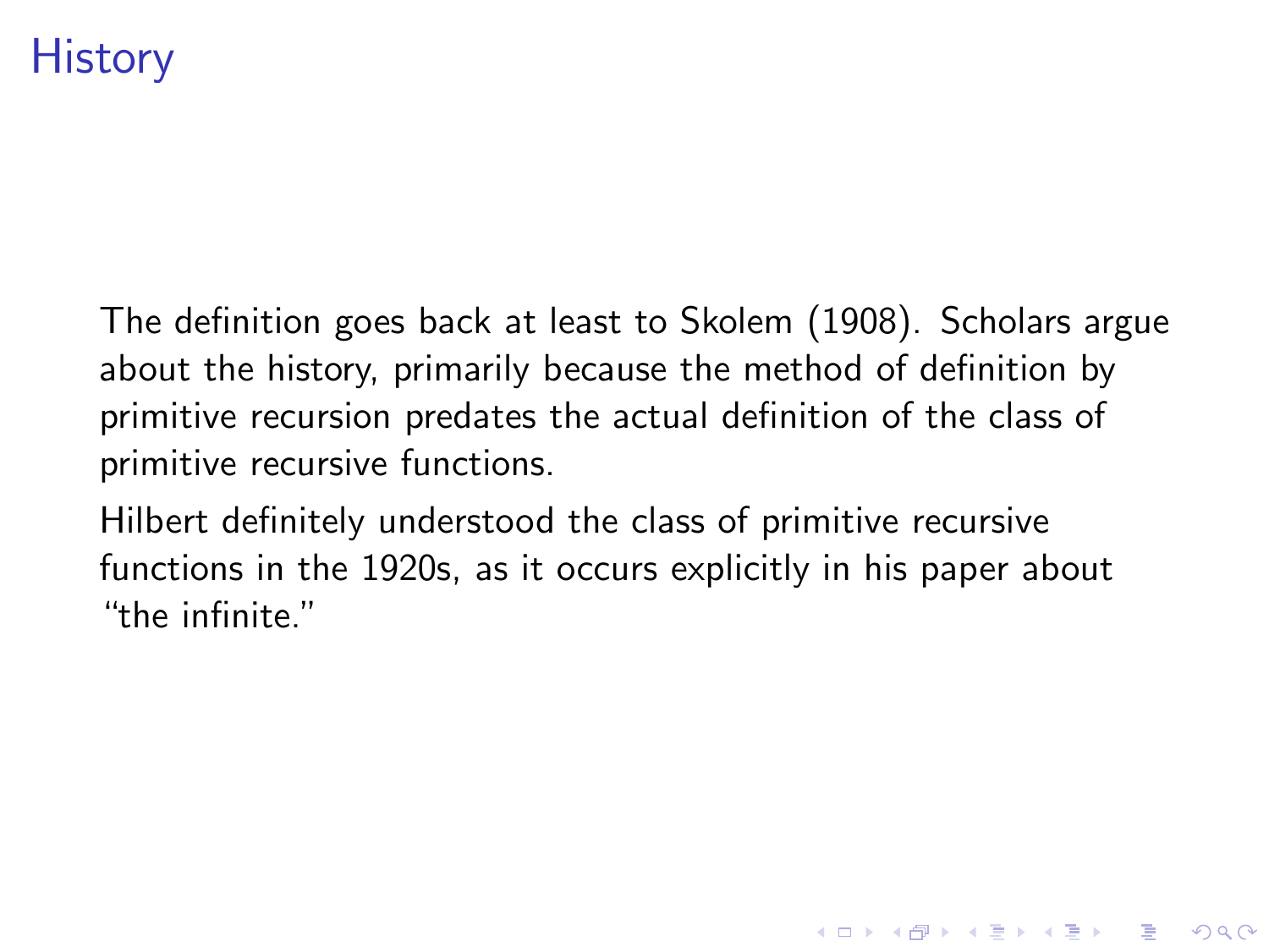# History

The definition goes back at least to Skolem (1908). Scholars argue about the history, primarily because the method of definition by primitive recursion predates the actual definition of the class of primitive recursive functions.

Hilbert definitely understood the class of primitive recursive functions in the 1920s, as it occurs explicitly in his paper about "the infinite."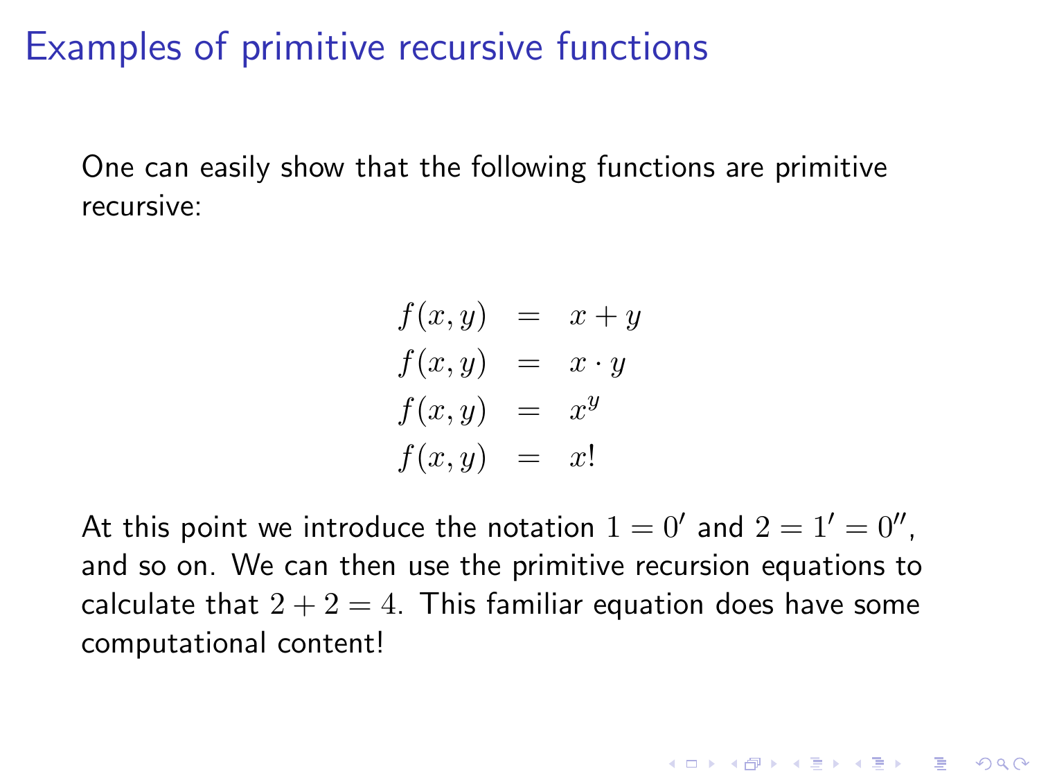# Examples of primitive recursive functions

One can easily show that the following functions are primitive recursive:

$$
\begin{aligned}
f(x,y) &= x+y \\
f(x,y) &= x \cdot y \\
f(x,y) &= x^y \\
f(x,y) &= x!
\end{aligned}
$$

At this point we introduce the notation $1 = 0'$ and $2 = 1' = 0''$, and so on. We can then use the primitive recursion equations to calculate that $2 + 2 = 4$. This familiar equation does have some computational content!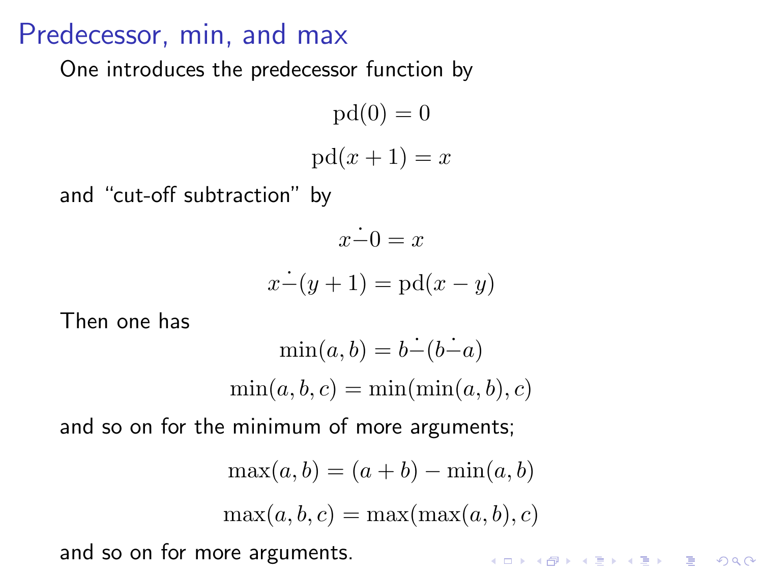# Predecessor, min, and max

One introduces the predecessor function by

$$\mathrm{pd}(0) = 0$$

$$\mathrm{pd}(x+1) = x$$

and "cut-off subtraction" by

$$x \dot{-} 0 = x$$

$$x \dot{-} (y+1) = \mathrm{pd}(x - y)$$

Then one has

$$\min(a, b) = b \dot{-} (b \dot{-} a)$$

$$\min(a, b, c) = \min(\min(a, b), c)$$

and so on for the minimum of more arguments;

$$\max(a, b) = (a + b) - \min(a, b)$$

$$\max(a, b, c) = \max(\max(a, b), c)$$

and so on for more arguments.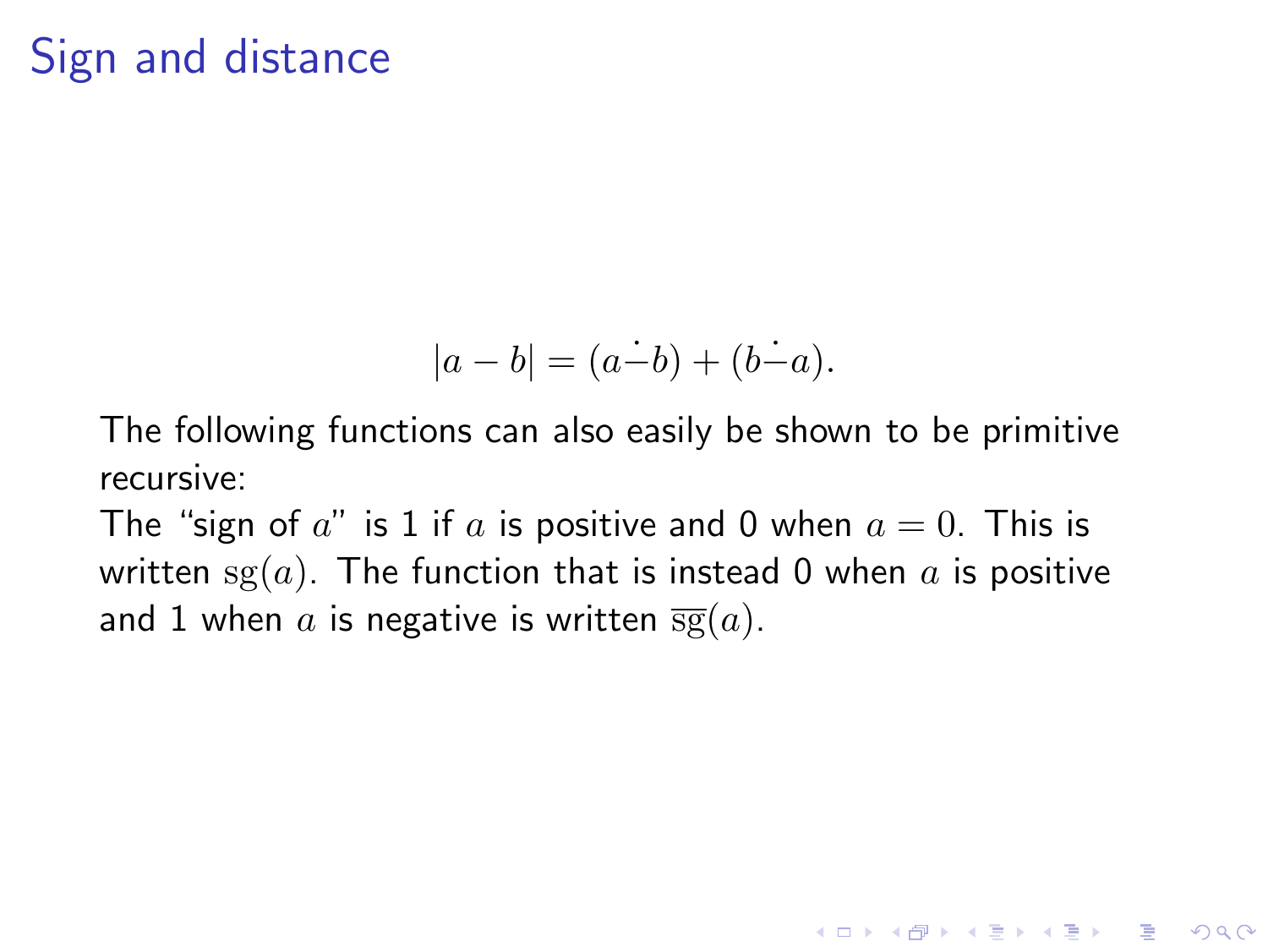# Sign and distance

$$|a - b| = (a \dot{-} b) + (b \dot{-} a).$$

The following functions can also easily be shown to be primitive recursive:

The "sign of $a$" is 1 if $a$ is positive and 0 when $a = 0$. This is written $\mathrm{sg}(a)$. The function that is instead 0 when $a$ is positive and 1 when $a$ is negative is written $\overline{\mathrm{sg}}(a)$.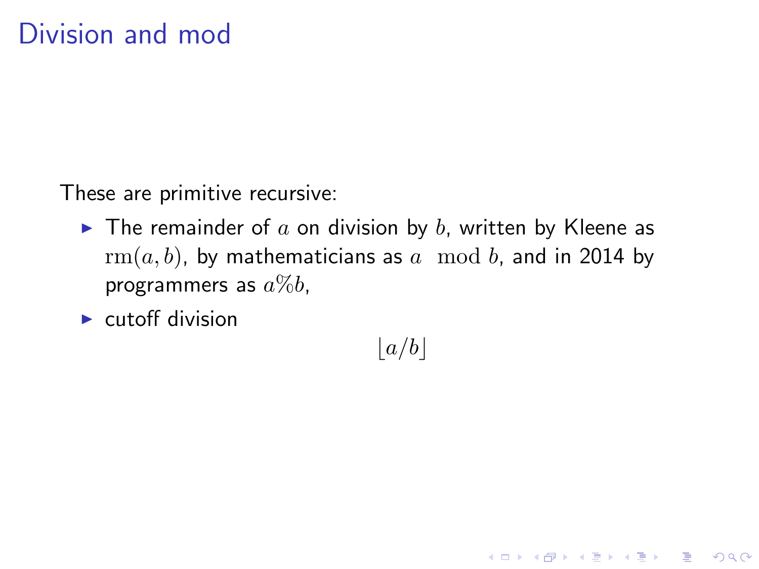# Division and mod

These are primitive recursive:

- The remainder of $a$ on division by $b$, written by Kleene as $\mathrm{rm}(a, b)$, by mathematicians as $a \mod b$, and in 2014 by programmers as $a\%b$,
- cutoff division

$$\lfloor a/b \rfloor$$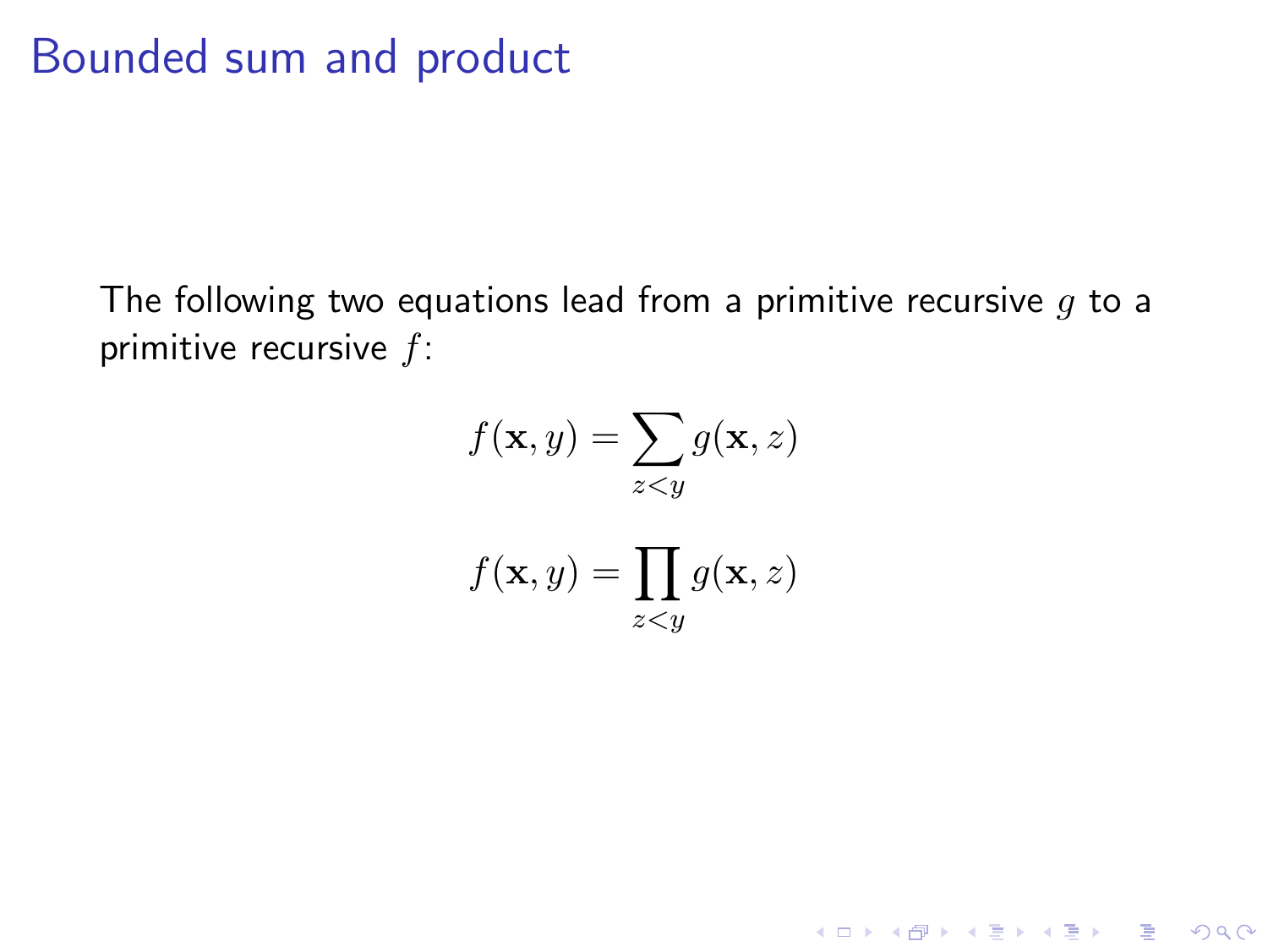# Bounded sum and product

The following two equations lead from a primitive recursive $g$ to a primitive recursive $f$:

$$f(\mathbf{x}, y) = \sum_{z<y} g(\mathbf{x}, z)$$

$$f(\mathbf{x}, y) = \prod_{z<y} g(\mathbf{x}, z)$$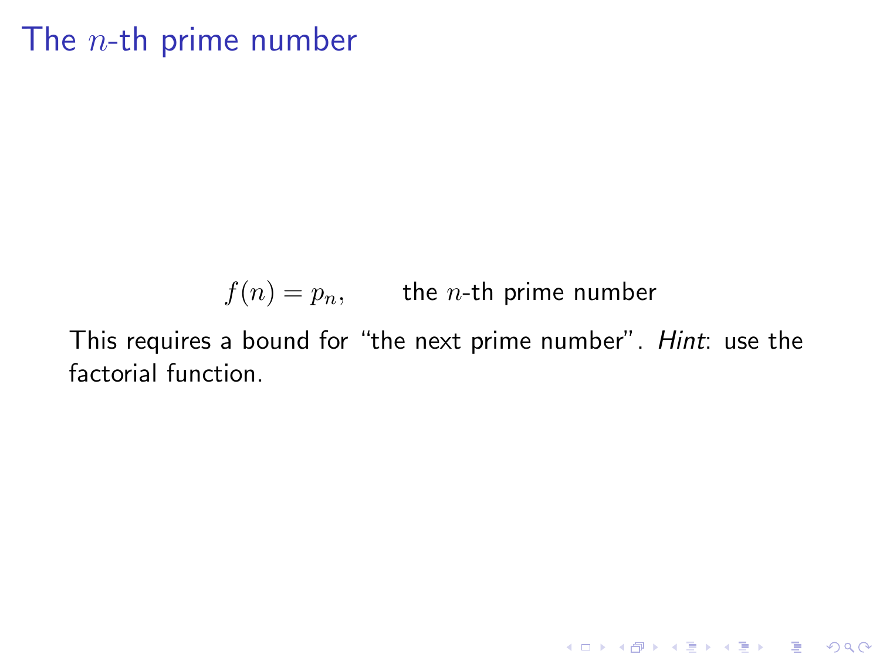# The $n$-th prime number

$$f(n) = p_n, \qquad \text{the } n\text{-th prime number}$$

This requires a bound for "the next prime number". *Hint*: use the factorial function.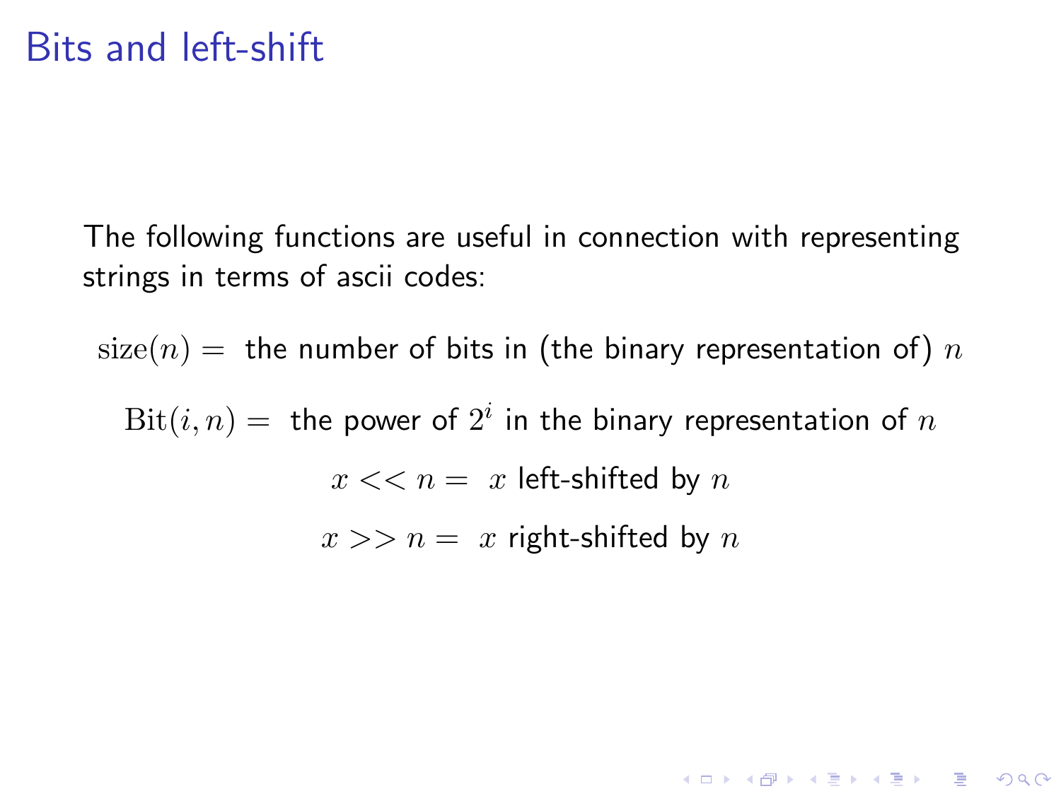# Bits and left-shift

The following functions are useful in connection with representing strings in terms of ascii codes:

$$\text{size}(n) = \text{ the number of bits in (the binary representation of) } n$$

$$\text{Bit}(i, n) = \text{ the power of } 2^i \text{ in the binary representation of } n$$

$$x << n = \ x \text{ left-shifted by } n$$

$$x >> n = \ x \text{ right-shifted by } n$$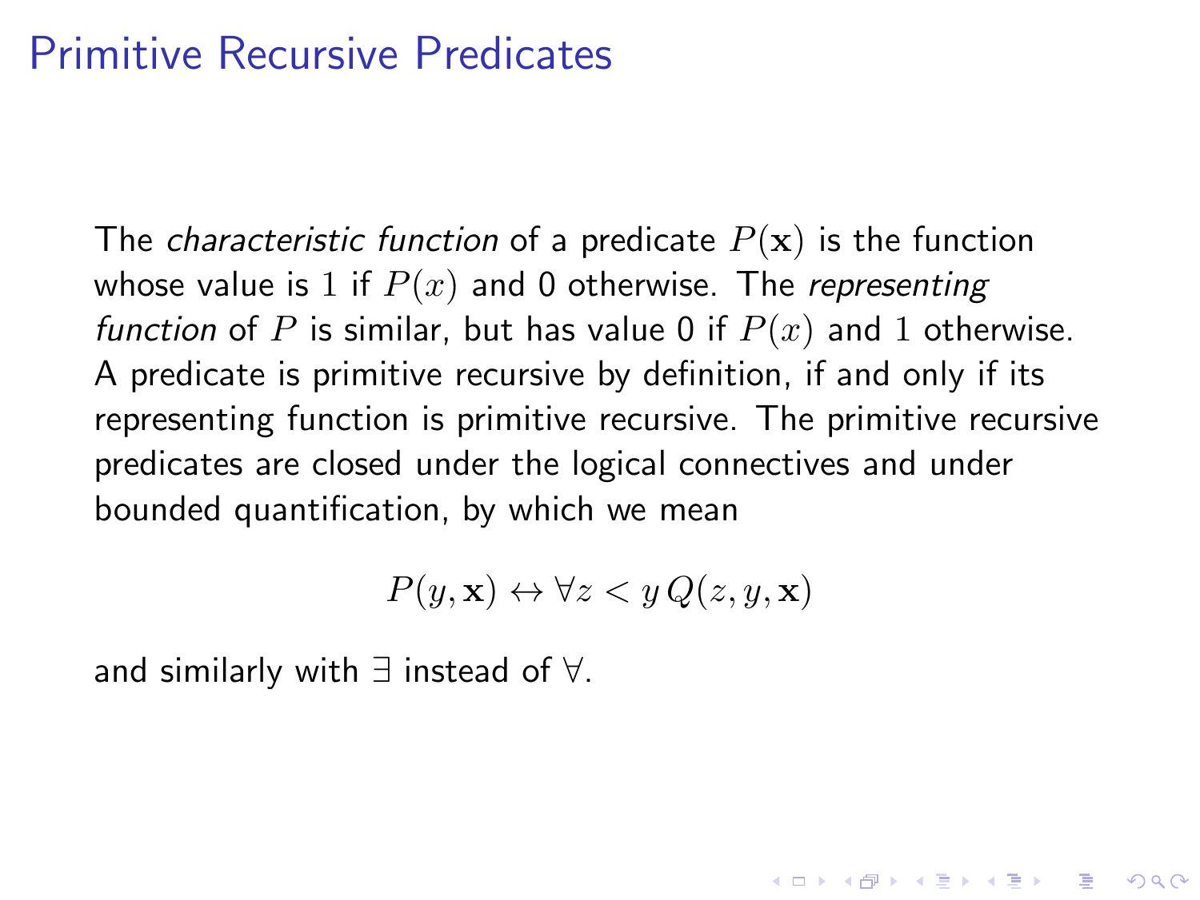# Primitive Recursive Predicates

The *characteristic function* of a predicate $P(\mathbf{x})$ is the function whose value is $1$ if $P(x)$ and 0 otherwise. The *representing function* of $P$ is similar, but has value 0 if $P(x)$ and $1$ otherwise. A predicate is primitive recursive by definition, if and only if its representing function is primitive recursive. The primitive recursive predicates are closed under the logical connectives and under bounded quantification, by which we mean

$$P(y, \mathbf{x}) \leftrightarrow \forall z < y \, Q(z, y, \mathbf{x})$$

and similarly with $\exists$ instead of $\forall$.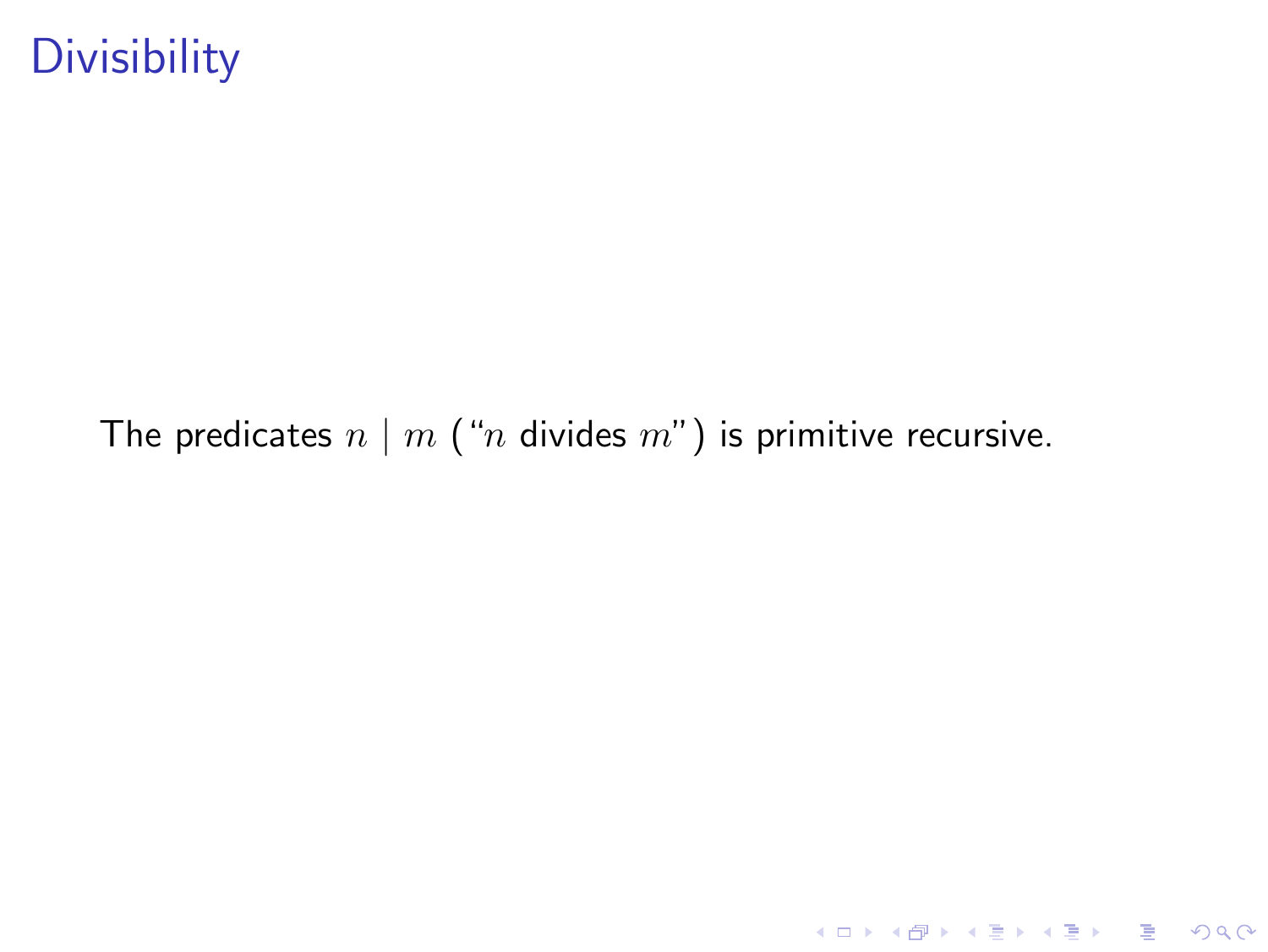# Divisibility

The predicates $n \mid m$ ("$n$ divides $m$") is primitive recursive.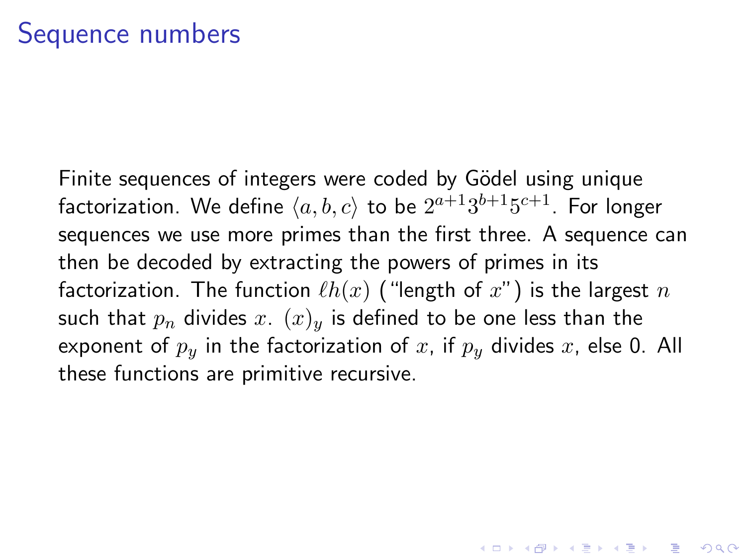# Sequence numbers

Finite sequences of integers were coded by Gödel using unique factorization. We define $\langle a, b, c \rangle$ to be $2^{a+1}3^{b+1}5^{c+1}$. For longer sequences we use more primes than the first three. A sequence can then be decoded by extracting the powers of primes in its factorization. The function $\ell h(x)$ ("length of $x$") is the largest $n$ such that $p_n$ divides $x$. $(x)_y$ is defined to be one less than the exponent of $p_y$ in the factorization of $x$, if $p_y$ divides $x$, else 0. All these functions are primitive recursive.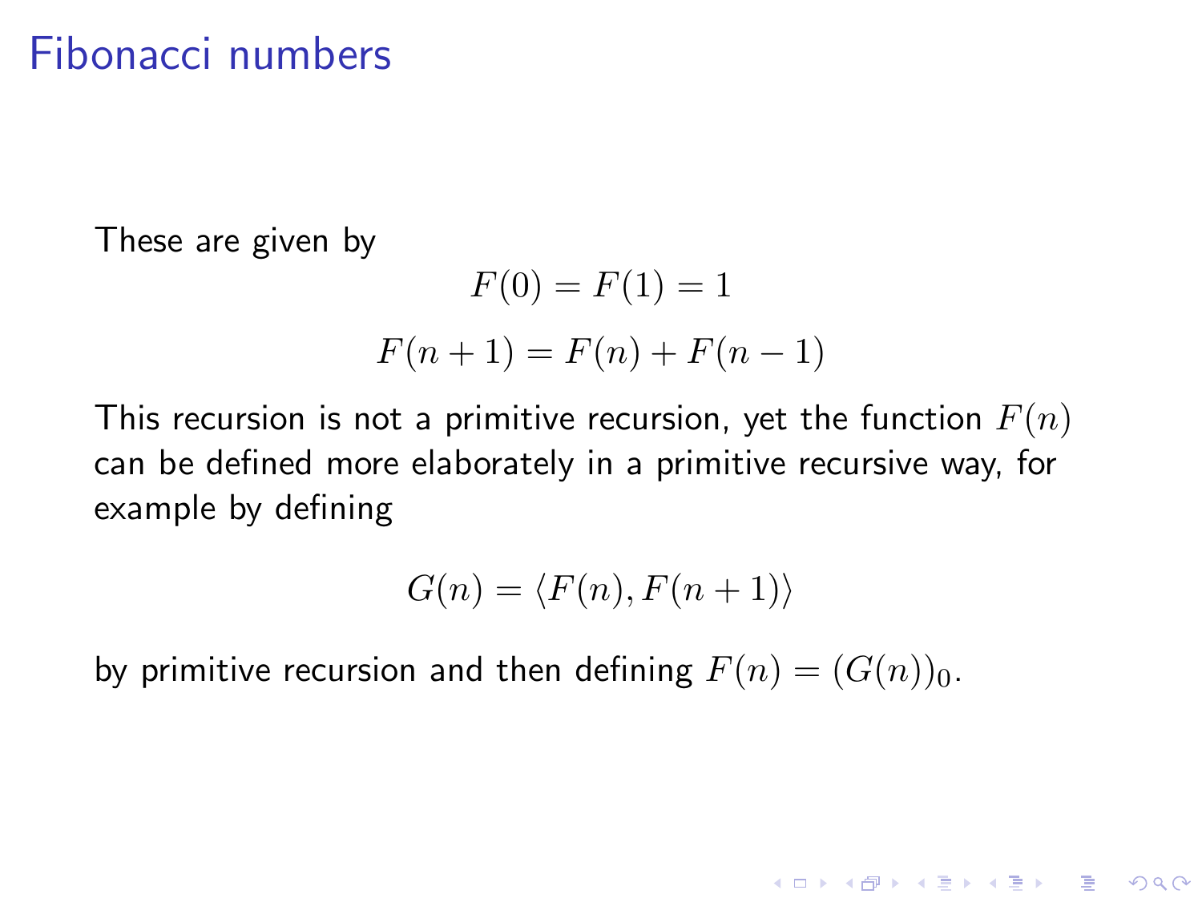# Fibonacci numbers

These are given by

$$F(0) = F(1) = 1$$

$$F(n+1) = F(n) + F(n-1)$$

This recursion is not a primitive recursion, yet the function $F(n)$ can be defined more elaborately in a primitive recursive way, for example by defining

$$G(n) = \langle F(n), F(n+1) \rangle$$

by primitive recursion and then defining $F(n) = (G(n))_0$.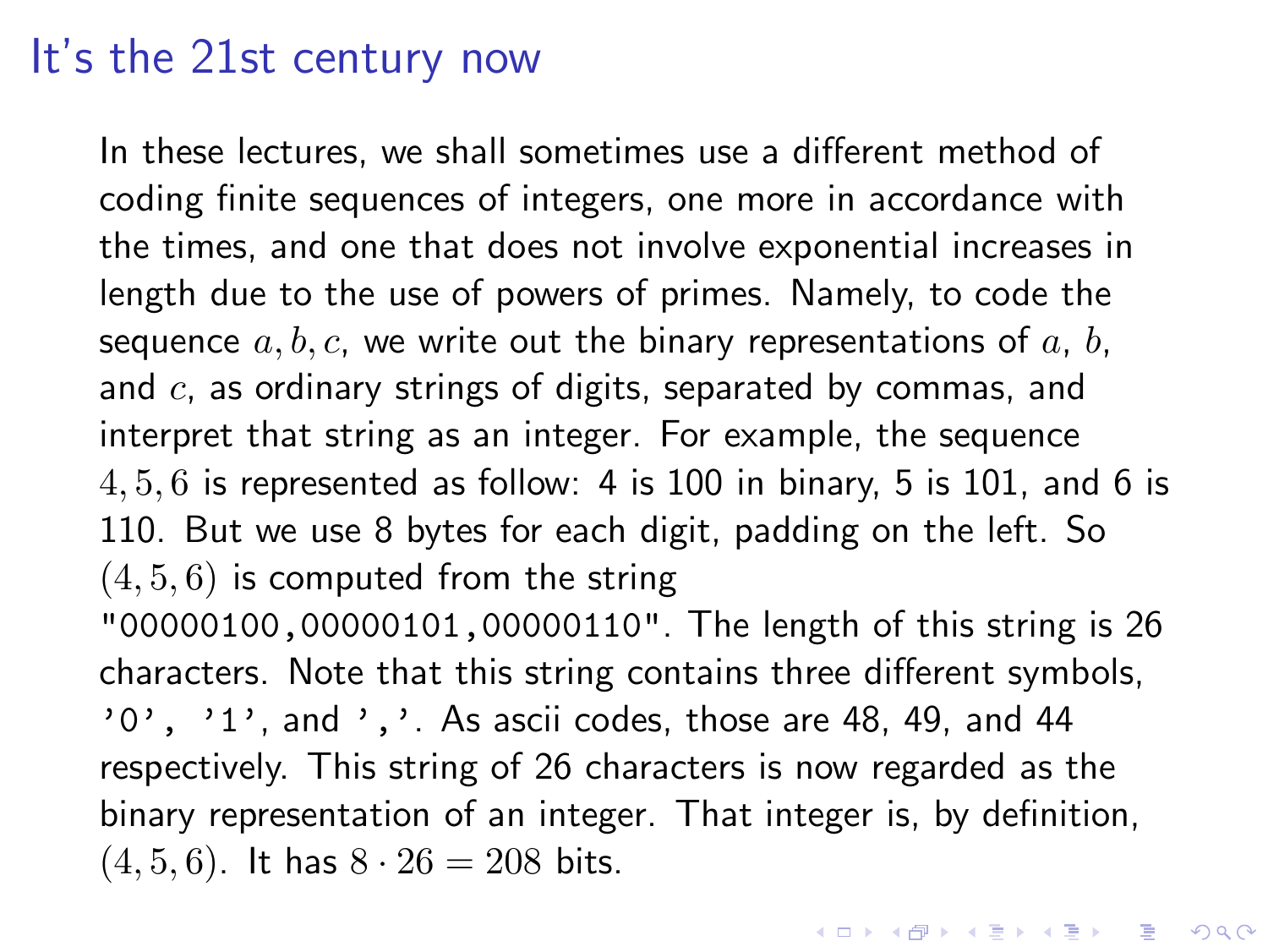# It's the 21st century now

In these lectures, we shall sometimes use a different method of coding finite sequences of integers, one more in accordance with the times, and one that does not involve exponential increases in length due to the use of powers of primes. Namely, to code the sequence $a, b, c$, we write out the binary representations of $a$, $b$, and $c$, as ordinary strings of digits, separated by commas, and interpret that string as an integer. For example, the sequence $4, 5, 6$ is represented as follow: 4 is 100 in binary, 5 is 101, and 6 is 110. But we use 8 bytes for each digit, padding on the left. So $(4, 5, 6)$ is computed from the string `"00000100,00000101,00000110"`. The length of this string is 26 characters. Note that this string contains three different symbols, `'0'`, `'1'`, and `','`. As ascii codes, those are 48, 49, and 44 respectively. This string of 26 characters is now regarded as the binary representation of an integer. That integer is, by definition, $(4, 5, 6)$. It has $8 \cdot 26 = 208$ bits.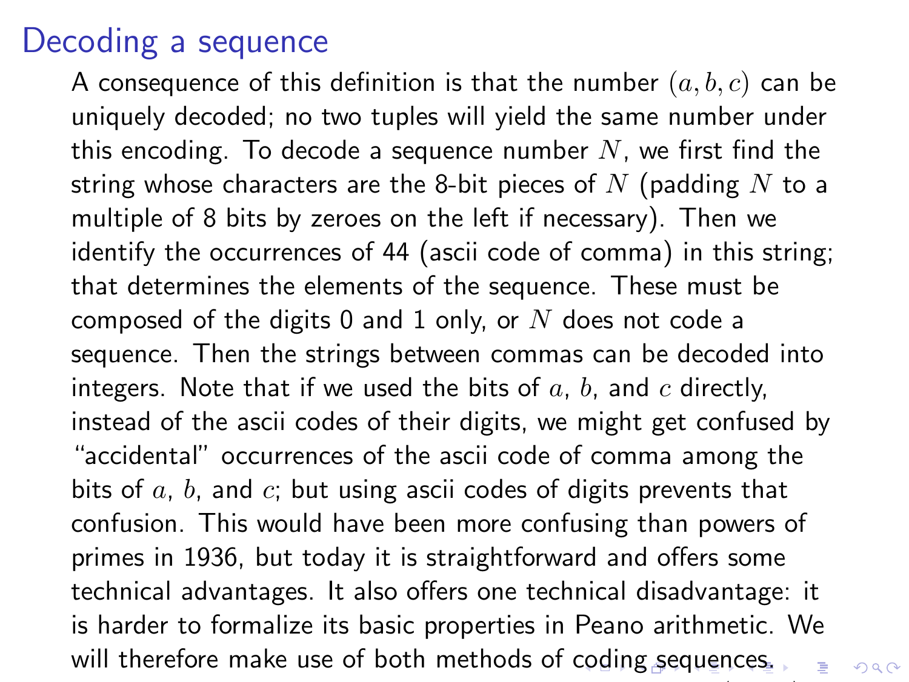# Decoding a sequence

A consequence of this definition is that the number $(a, b, c)$ can be uniquely decoded; no two tuples will yield the same number under this encoding. To decode a sequence number $N$, we first find the string whose characters are the 8-bit pieces of $N$ (padding $N$ to a multiple of 8 bits by zeroes on the left if necessary). Then we identify the occurrences of 44 (ascii code of comma) in this string; that determines the elements of the sequence. These must be composed of the digits 0 and 1 only, or $N$ does not code a sequence. Then the strings between commas can be decoded into integers. Note that if we used the bits of $a$, $b$, and $c$ directly, instead of the ascii codes of their digits, we might get confused by "accidental" occurrences of the ascii code of comma among the bits of $a$, $b$, and $c$; but using ascii codes of digits prevents that confusion. This would have been more confusing than powers of primes in 1936, but today it is straightforward and offers some technical advantages. It also offers one technical disadvantage: it is harder to formalize its basic properties in Peano arithmetic. We will therefore make use of both methods of coding sequences.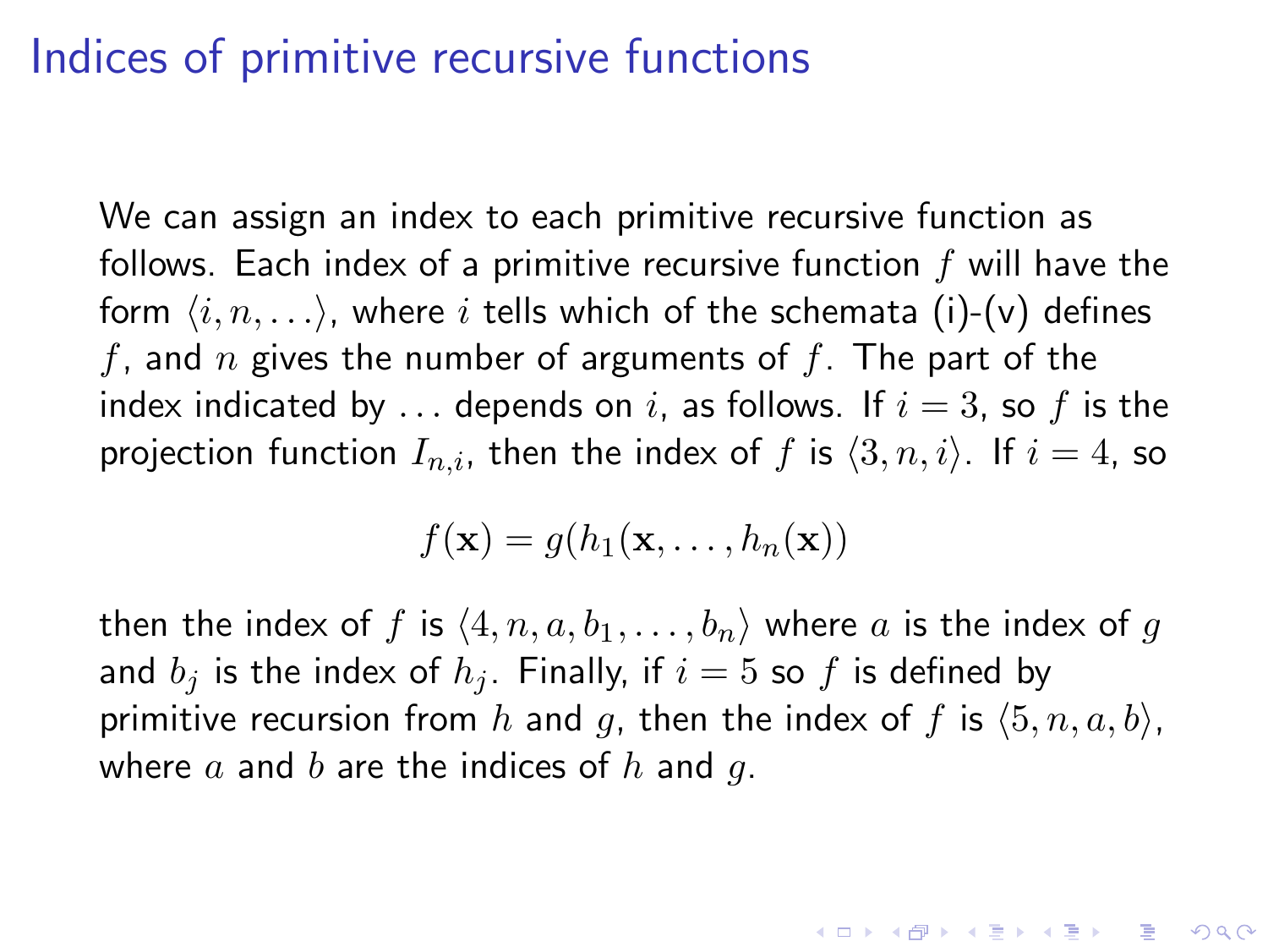# Indices of primitive recursive functions

We can assign an index to each primitive recursive function as follows. Each index of a primitive recursive function $f$ will have the form $\langle i, n, \ldots \rangle$, where $i$ tells which of the schemata (i)-(v) defines $f$, and $n$ gives the number of arguments of $f$. The part of the index indicated by $\ldots$ depends on $i$, as follows. If $i = 3$, so $f$ is the projection function $I_{n,i}$, then the index of $f$ is $\langle 3, n, i \rangle$. If $i = 4$, so

$$f(\mathbf{x}) = g(h_1(\mathbf{x}, \ldots, h_n(\mathbf{x}))$$

then the index of $f$ is $\langle 4, n, a, b_1, \ldots, b_n \rangle$ where $a$ is the index of $g$ and $b_j$ is the index of $h_j$. Finally, if $i = 5$ so $f$ is defined by primitive recursion from $h$ and $g$, then the index of $f$ is $\langle 5, n, a, b \rangle$, where $a$ and $b$ are the indices of $h$ and $g$.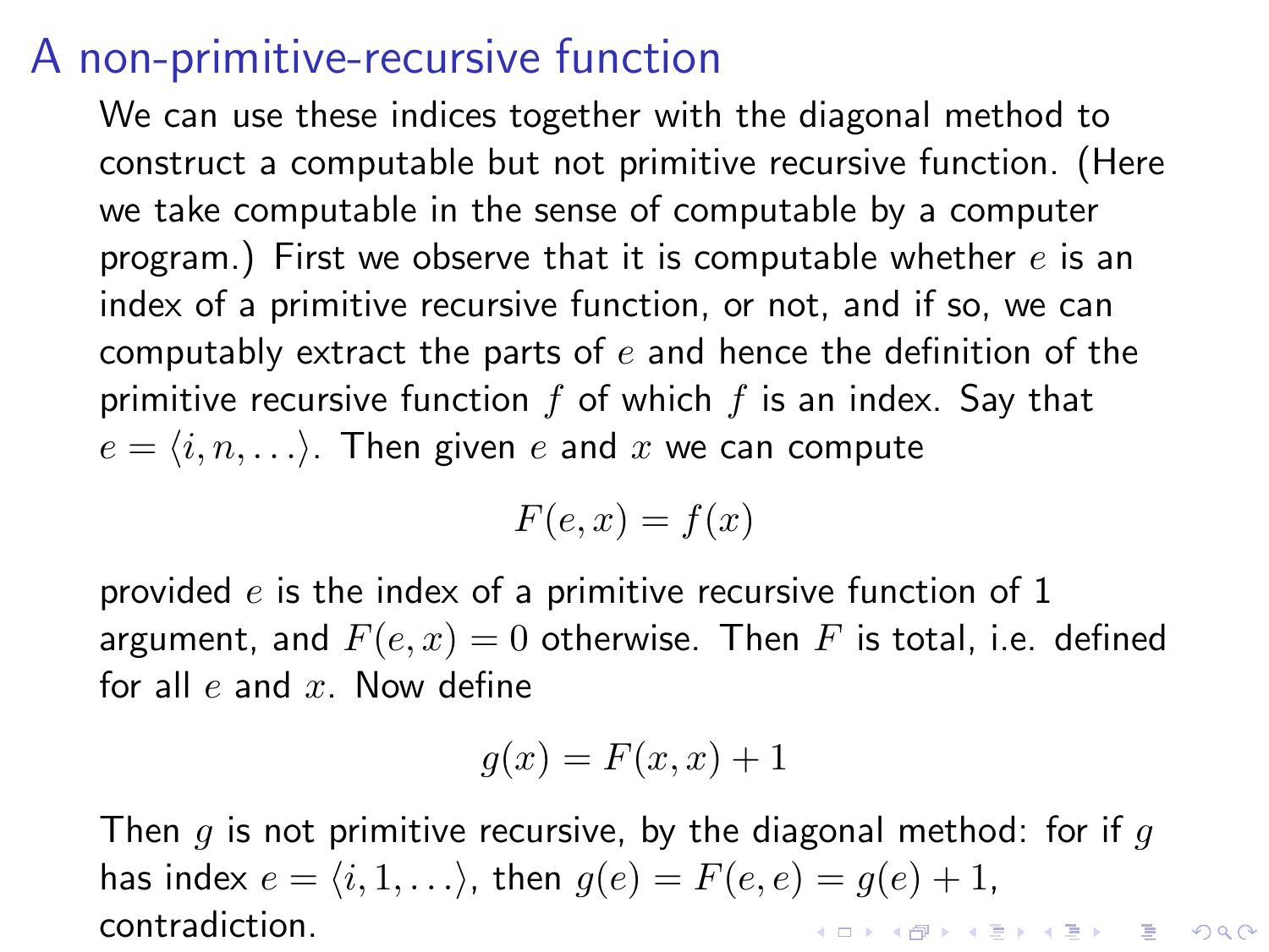# A non-primitive-recursive function

We can use these indices together with the diagonal method to construct a computable but not primitive recursive function. (Here we take computable in the sense of computable by a computer program.) First we observe that it is computable whether $e$ is an index of a primitive recursive function, or not, and if so, we can computably extract the parts of $e$ and hence the definition of the primitive recursive function $f$ of which $f$ is an index. Say that $e = \langle i, n, \ldots \rangle$. Then given $e$ and $x$ we can compute

$$F(e, x) = f(x)$$

provided $e$ is the index of a primitive recursive function of 1 argument, and $F(e, x) = 0$ otherwise. Then $F$ is total, i.e. defined for all $e$ and $x$. Now define

$$g(x) = F(x, x) + 1$$

Then $g$ is not primitive recursive, by the diagonal method: for if $g$ has index $e = \langle i, 1, \ldots \rangle$, then $g(e) = F(e, e) = g(e) + 1$, contradiction.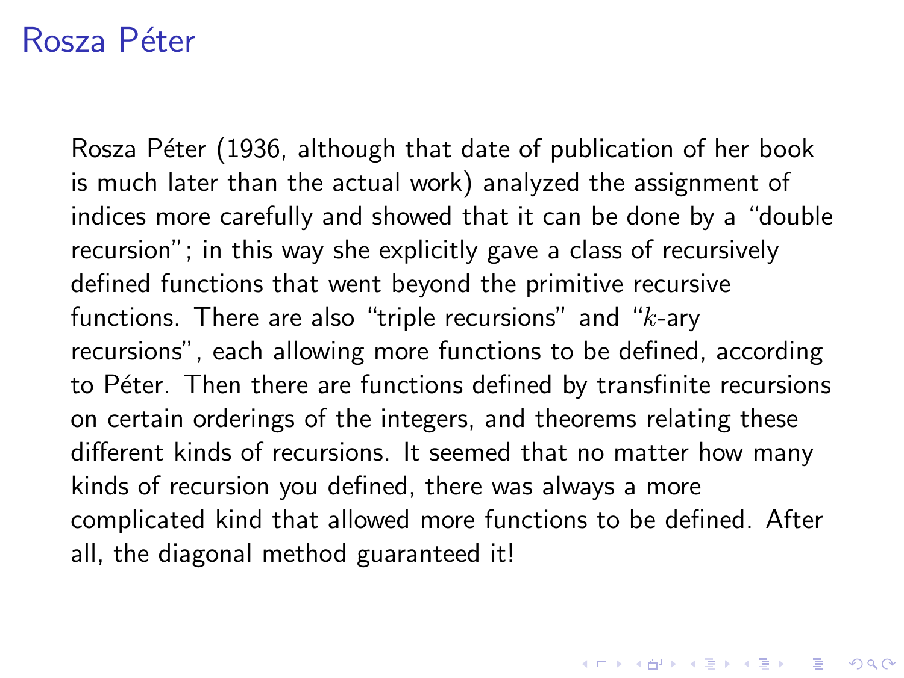# Rosza Péter

Rosza Péter (1936, although that date of publication of her book is much later than the actual work) analyzed the assignment of indices more carefully and showed that it can be done by a "double recursion"; in this way she explicitly gave a class of recursively defined functions that went beyond the primitive recursive functions. There are also "triple recursions" and "$k$-ary recursions", each allowing more functions to be defined, according to Péter. Then there are functions defined by transfinite recursions on certain orderings of the integers, and theorems relating these different kinds of recursions. It seemed that no matter how many kinds of recursion you defined, there was always a more complicated kind that allowed more functions to be defined. After all, the diagonal method guaranteed it!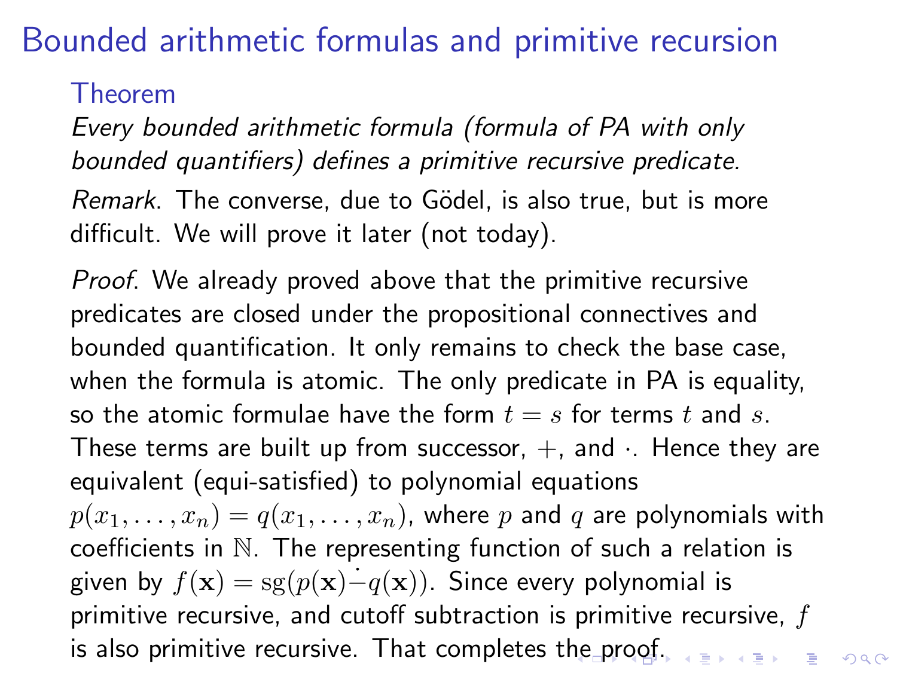# Bounded arithmetic formulas and primitive recursion

**Theorem**

*Every bounded arithmetic formula (formula of PA with only bounded quantifiers) defines a primitive recursive predicate.*

*Remark*. The converse, due to Gödel, is also true, but is more difficult. We will prove it later (not today).

*Proof*. We already proved above that the primitive recursive predicates are closed under the propositional connectives and bounded quantification. It only remains to check the base case, when the formula is atomic. The only predicate in PA is equality, so the atomic formulae have the form $t = s$ for terms $t$ and $s$. These terms are built up from successor, $+$, and $\cdot$. Hence they are equivalent (equi-satisfied) to polynomial equations $p(x_1, \ldots, x_n) = q(x_1, \ldots, x_n)$, where $p$ and $q$ are polynomials with coefficients in $\mathbb{N}$. The representing function of such a relation is given by $f(\mathbf{x}) = \mathrm{sg}(p(\mathbf{x}) \dot{-} q(\mathbf{x}))$. Since every polynomial is primitive recursive, and cutoff subtraction is primitive recursive, $f$ is also primitive recursive. That completes the proof.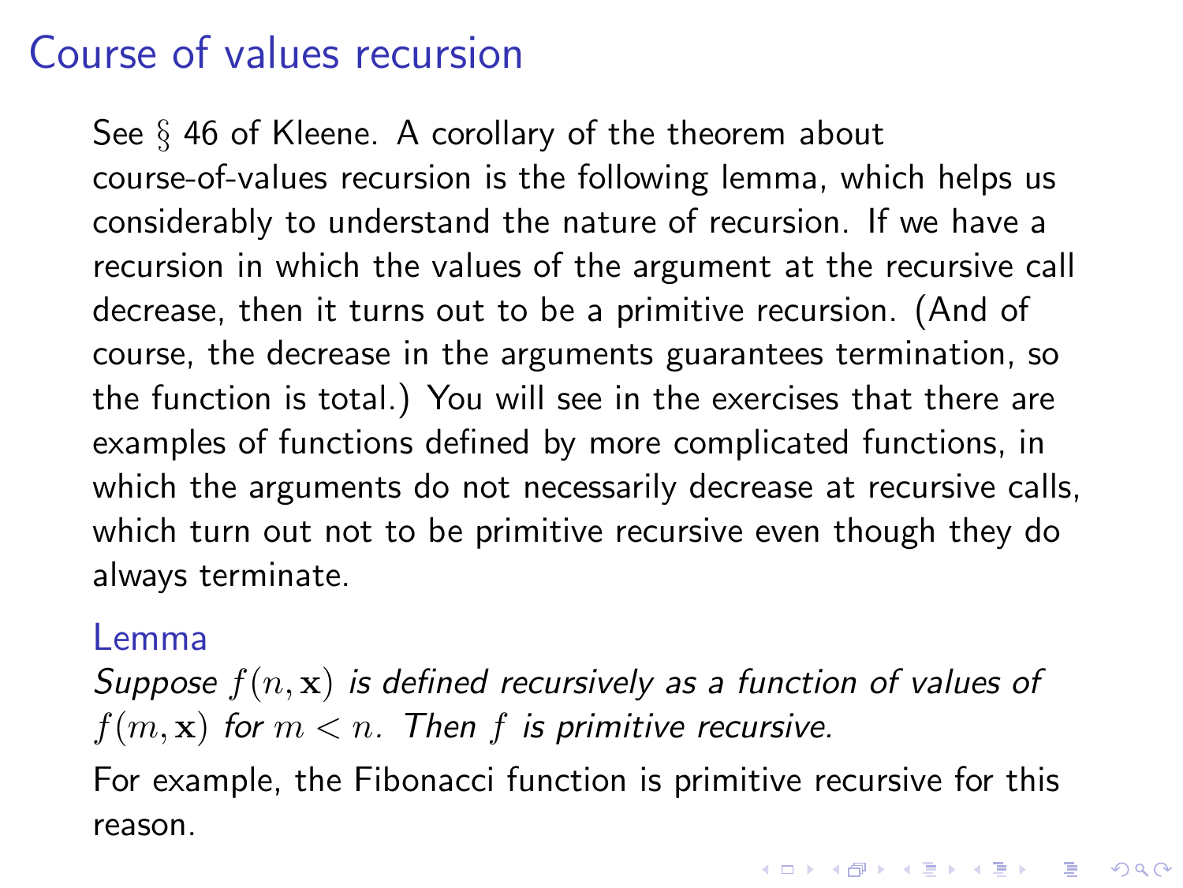# Course of values recursion

See § 46 of Kleene. A corollary of the theorem about course-of-values recursion is the following lemma, which helps us considerably to understand the nature of recursion. If we have a recursion in which the values of the argument at the recursive call decrease, then it turns out to be a primitive recursion. (And of course, the decrease in the arguments guarantees termination, so the function is total.) You will see in the exercises that there are examples of functions defined by more complicated functions, in which the arguments do not necessarily decrease at recursive calls, which turn out not to be primitive recursive even though they do always terminate.

### Lemma

*Suppose $f(n, \mathbf{x})$ is defined recursively as a function of values of $f(m, \mathbf{x})$ for $m < n$. Then $f$ is primitive recursive.*

For example, the Fibonacci function is primitive recursive for this reason.